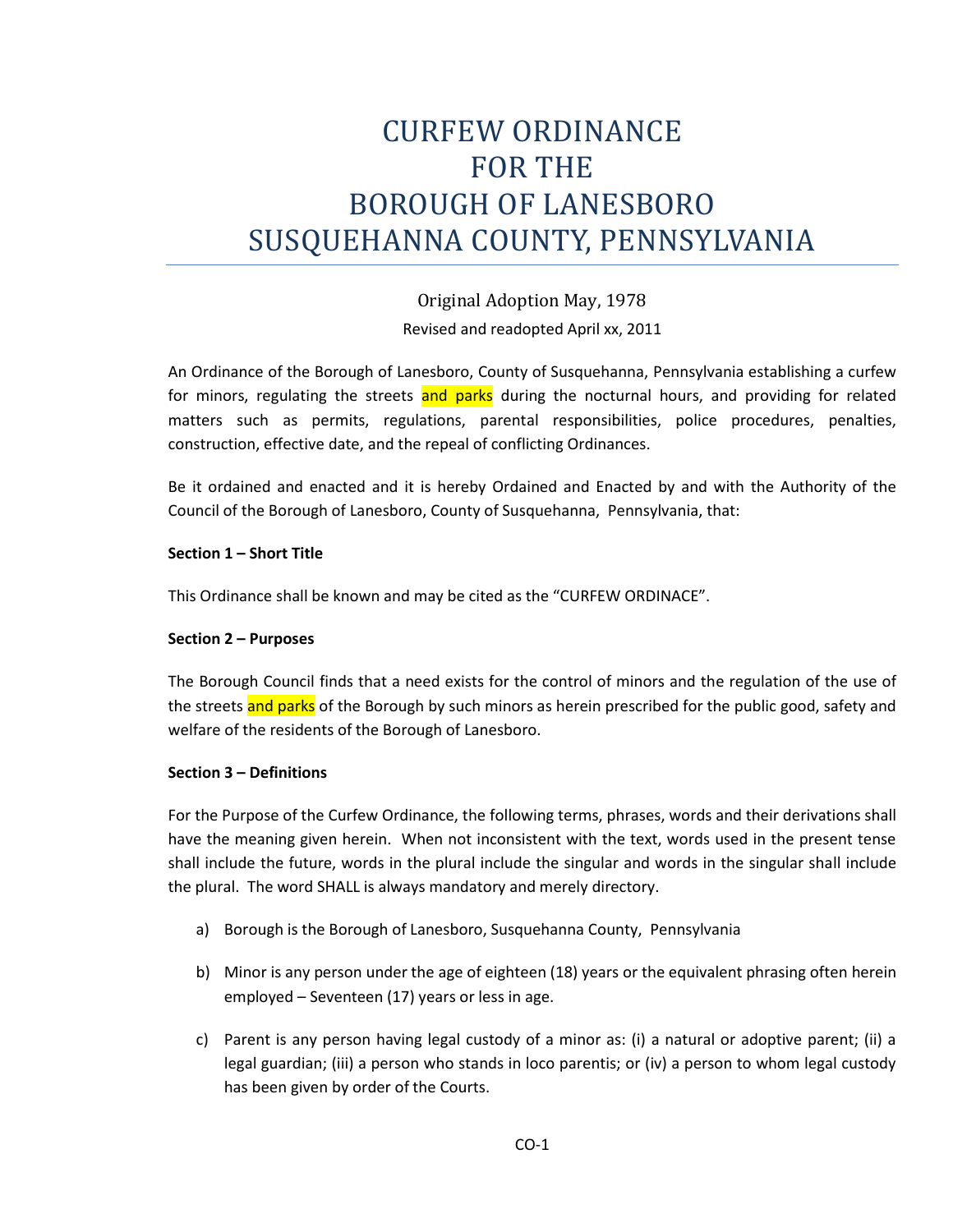# CURFEW ORDINANCE FOR THE BOROUGH OF LANESBORO SUSQUEHANNA COUNTY, PENNSYLVANIA

Original Adoption May, 1978

Revised and readopted April xx, 2011

An Ordinance of the Borough of Lanesboro, County of Susquehanna, Pennsylvania establishing a curfew for minors, regulating the streets and parks during the nocturnal hours, and providing for related matters such as permits, regulations, parental responsibilities, police procedures, penalties, construction, effective date, and the repeal of conflicting Ordinances.

Be it ordained and enacted and it is hereby Ordained and Enacted by and with the Authority of the Council of the Borough of Lanesboro, County of Susquehanna, Pennsylvania, that:

**Section 1 – Short Title**

This Ordinance shall be known and may be cited as the "CURFEW ORDINACE".

**Section 2 – Purposes**

The Borough Council finds that a need exists for the control of minors and the regulation of the use of the streets and parks of the Borough by such minors as herein prescribed for the public good, safety and welfare of the residents of the Borough of Lanesboro.

**Section 3 – Definitions**

For the Purpose of the Curfew Ordinance, the following terms, phrases, words and their derivations shall have the meaning given herein. When not inconsistent with the text, words used in the present tense shall include the future, words in the plural include the singular and words in the singular shall include the plural. The word SHALL is always mandatory and merely directory.

a) Borough is the Borough of Lanesboro, Susquehanna County, Pennsylvania

b) Minor is any person under the age of eighteen (18) years or the equivalent phrasing often herein employed – Seventeen (17) years or less in age.

c) Parent is any person having legal custody of a minor as: (i) a natural or adoptive parent; (ii) a legal guardian; (iii) a person who stands in loco parentis; or (iv) a person to whom legal custody has been given by order of the Courts.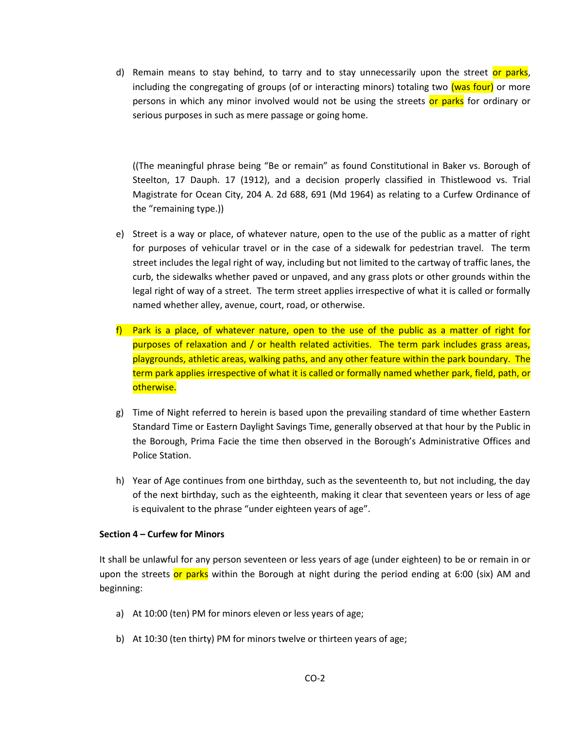d) Remain means to stay behind, to tarry and to stay unnecessarily upon the street or parks, including the congregating of groups (of or interacting minors) totaling two (was four) or more persons in which any minor involved would not be using the streets or parks for ordinary or serious purposes in such as mere passage or going home.

((The meaningful phrase being "Be or remain" as found Constitutional in Baker vs. Borough of Steelton, 17 Dauph. 17 (1912), and a decision properly classified in Thistlewood vs. Trial Magistrate for Ocean City, 204 A. 2d 688, 691 (Md 1964) as relating to a Curfew Ordinance of the "remaining type.))

e) Street is a way or place, of whatever nature, open to the use of the public as a matter of right for purposes of vehicular travel or in the case of a sidewalk for pedestrian travel. The term street includes the legal right of way, including but not limited to the cartway of traffic lanes, the curb, the sidewalks whether paved or unpaved, and any grass plots or other grounds within the legal right of way of a street. The term street applies irrespective of what it is called or formally named whether alley, avenue, court, road, or otherwise.

f) Park is a place, of whatever nature, open to the use of the public as a matter of right for purposes of relaxation and / or health related activities. The term park includes grass areas, playgrounds, athletic areas, walking paths, and any other feature within the park boundary. The term park applies irrespective of what it is called or formally named whether park, field, path, or otherwise.

g) Time of Night referred to herein is based upon the prevailing standard of time whether Eastern Standard Time or Eastern Daylight Savings Time, generally observed at that hour by the Public in the Borough, Prima Facie the time then observed in the Borough's Administrative Offices and Police Station.

h) Year of Age continues from one birthday, such as the seventeenth to, but not including, the day of the next birthday, such as the eighteenth, making it clear that seventeen years or less of age is equivalent to the phrase "under eighteen years of age".

**Section 4 – Curfew for Minors**

It shall be unlawful for any person seventeen or less years of age (under eighteen) to be or remain in or upon the streets or parks within the Borough at night during the period ending at 6:00 (six) AM and beginning:

a) At 10:00 (ten) PM for minors eleven or less years of age;

b) At 10:30 (ten thirty) PM for minors twelve or thirteen years of age;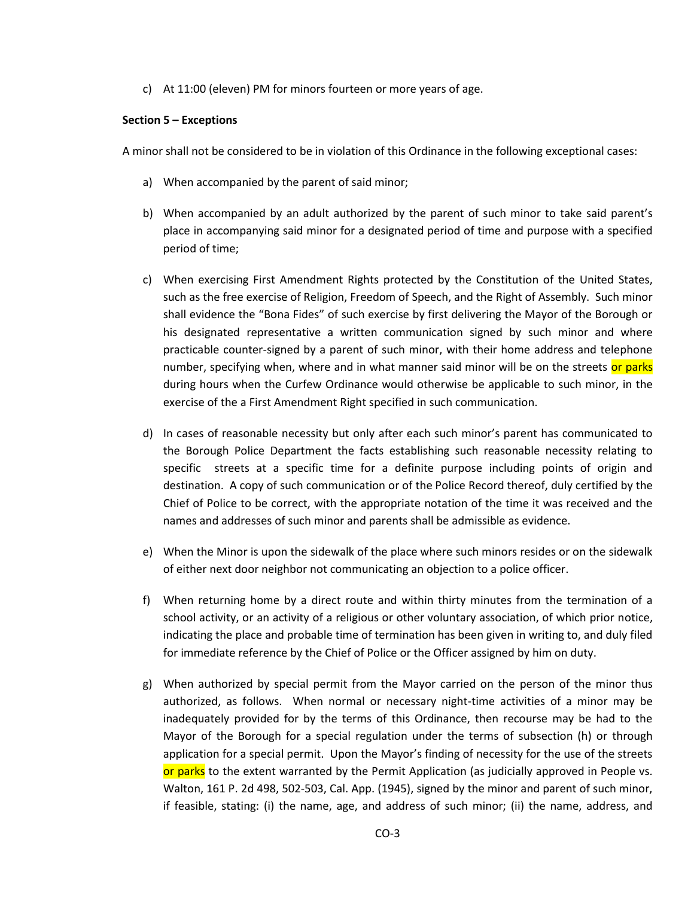c) At 11:00 (eleven) PM for minors fourteen or more years of age.

**Section 5 – Exceptions**

A minor shall not be considered to be in violation of this Ordinance in the following exceptional cases:

a) When accompanied by the parent of said minor;

b) When accompanied by an adult authorized by the parent of such minor to take said parent's place in accompanying said minor for a designated period of time and purpose with a specified period of time;

c) When exercising First Amendment Rights protected by the Constitution of the United States, such as the free exercise of Religion, Freedom of Speech, and the Right of Assembly. Such minor shall evidence the "Bona Fides" of such exercise by first delivering the Mayor of the Borough or his designated representative a written communication signed by such minor and where practicable counter-signed by a parent of such minor, with their home address and telephone number, specifying when, where and in what manner said minor will be on the streets or parks during hours when the Curfew Ordinance would otherwise be applicable to such minor, in the exercise of the a First Amendment Right specified in such communication.

d) In cases of reasonable necessity but only after each such minor's parent has communicated to the Borough Police Department the facts establishing such reasonable necessity relating to specific streets at a specific time for a definite purpose including points of origin and destination. A copy of such communication or of the Police Record thereof, duly certified by the Chief of Police to be correct, with the appropriate notation of the time it was received and the names and addresses of such minor and parents shall be admissible as evidence.

e) When the Minor is upon the sidewalk of the place where such minors resides or on the sidewalk of either next door neighbor not communicating an objection to a police officer.

f) When returning home by a direct route and within thirty minutes from the termination of a school activity, or an activity of a religious or other voluntary association, of which prior notice, indicating the place and probable time of termination has been given in writing to, and duly filed for immediate reference by the Chief of Police or the Officer assigned by him on duty.

g) When authorized by special permit from the Mayor carried on the person of the minor thus authorized, as follows. When normal or necessary night-time activities of a minor may be inadequately provided for by the terms of this Ordinance, then recourse may be had to the Mayor of the Borough for a special regulation under the terms of subsection (h) or through application for a special permit. Upon the Mayor's finding of necessity for the use of the streets or parks to the extent warranted by the Permit Application (as judicially approved in People vs. Walton, 161 P. 2d 498, 502-503, Cal. App. (1945), signed by the minor and parent of such minor, if feasible, stating: (i) the name, age, and address of such minor; (ii) the name, address, and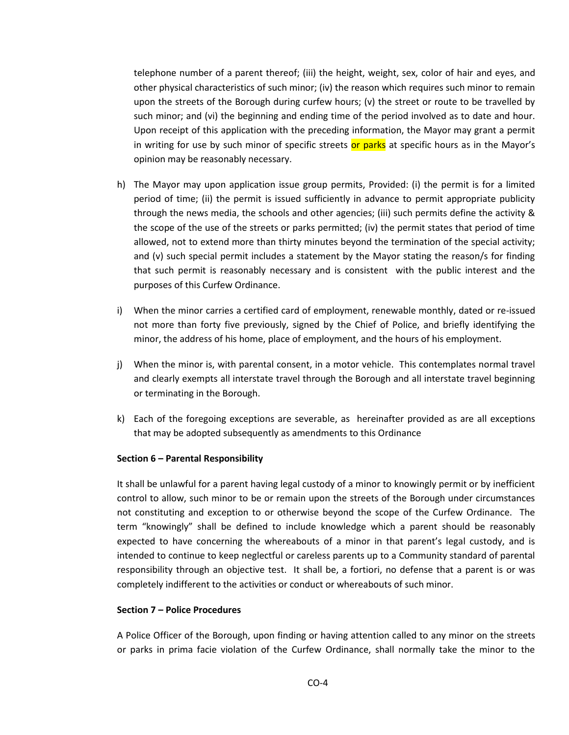telephone number of a parent thereof; (iii) the height, weight, sex, color of hair and eyes, and other physical characteristics of such minor; (iv) the reason which requires such minor to remain upon the streets of the Borough during curfew hours; (v) the street or route to be travelled by such minor; and (vi) the beginning and ending time of the period involved as to date and hour. Upon receipt of this application with the preceding information, the Mayor may grant a permit in writing for use by such minor of specific streets or parks at specific hours as in the Mayor's opinion may be reasonably necessary.

h) The Mayor may upon application issue group permits, Provided: (i) the permit is for a limited period of time; (ii) the permit is issued sufficiently in advance to permit appropriate publicity through the news media, the schools and other agencies; (iii) such permits define the activity & the scope of the use of the streets or parks permitted; (iv) the permit states that period of time allowed, not to extend more than thirty minutes beyond the termination of the special activity; and (v) such special permit includes a statement by the Mayor stating the reason/s for finding that such permit is reasonably necessary and is consistent with the public interest and the purposes of this Curfew Ordinance.

i) When the minor carries a certified card of employment, renewable monthly, dated or re-issued not more than forty five previously, signed by the Chief of Police, and briefly identifying the minor, the address of his home, place of employment, and the hours of his employment.

j) When the minor is, with parental consent, in a motor vehicle. This contemplates normal travel and clearly exempts all interstate travel through the Borough and all interstate travel beginning or terminating in the Borough.

k) Each of the foregoing exceptions are severable, as hereinafter provided as are all exceptions that may be adopted subsequently as amendments to this Ordinance

**Section 6 – Parental Responsibility**

It shall be unlawful for a parent having legal custody of a minor to knowingly permit or by inefficient control to allow, such minor to be or remain upon the streets of the Borough under circumstances not constituting and exception to or otherwise beyond the scope of the Curfew Ordinance. The term "knowingly" shall be defined to include knowledge which a parent should be reasonably expected to have concerning the whereabouts of a minor in that parent's legal custody, and is intended to continue to keep neglectful or careless parents up to a Community standard of parental responsibility through an objective test. It shall be, a fortiori, no defense that a parent is or was completely indifferent to the activities or conduct or whereabouts of such minor.

**Section 7 – Police Procedures**

A Police Officer of the Borough, upon finding or having attention called to any minor on the streets or parks in prima facie violation of the Curfew Ordinance, shall normally take the minor to the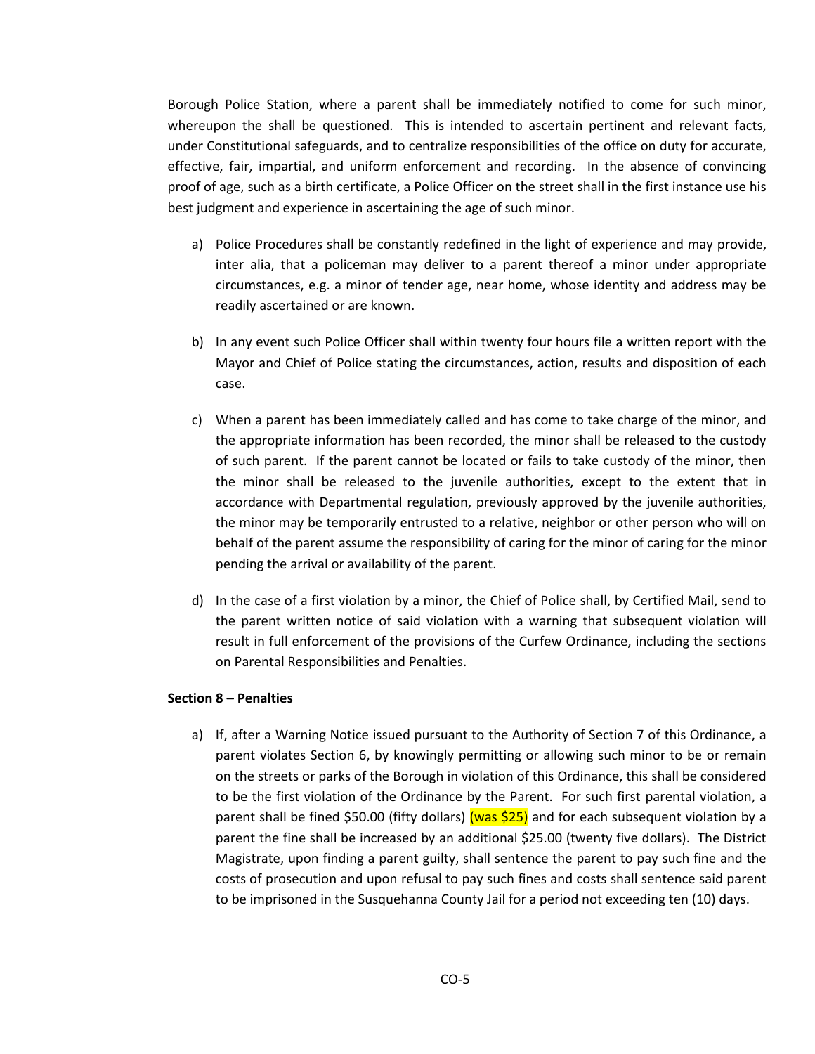Borough Police Station, where a parent shall be immediately notified to come for such minor, whereupon the shall be questioned. This is intended to ascertain pertinent and relevant facts, under Constitutional safeguards, and to centralize responsibilities of the office on duty for accurate, effective, fair, impartial, and uniform enforcement and recording. In the absence of convincing proof of age, such as a birth certificate, a Police Officer on the street shall in the first instance use his best judgment and experience in ascertaining the age of such minor.

a) Police Procedures shall be constantly redefined in the light of experience and may provide, inter alia, that a policeman may deliver to a parent thereof a minor under appropriate circumstances, e.g. a minor of tender age, near home, whose identity and address may be readily ascertained or are known.

b) In any event such Police Officer shall within twenty four hours file a written report with the Mayor and Chief of Police stating the circumstances, action, results and disposition of each case.

c) When a parent has been immediately called and has come to take charge of the minor, and the appropriate information has been recorded, the minor shall be released to the custody of such parent. If the parent cannot be located or fails to take custody of the minor, then the minor shall be released to the juvenile authorities, except to the extent that in accordance with Departmental regulation, previously approved by the juvenile authorities, the minor may be temporarily entrusted to a relative, neighbor or other person who will on behalf of the parent assume the responsibility of caring for the minor of caring for the minor pending the arrival or availability of the parent.

d) In the case of a first violation by a minor, the Chief of Police shall, by Certified Mail, send to the parent written notice of said violation with a warning that subsequent violation will result in full enforcement of the provisions of the Curfew Ordinance, including the sections on Parental Responsibilities and Penalties.

**Section 8 – Penalties**

a) If, after a Warning Notice issued pursuant to the Authority of Section 7 of this Ordinance, a parent violates Section 6, by knowingly permitting or allowing such minor to be or remain on the streets or parks of the Borough in violation of this Ordinance, this shall be considered to be the first violation of the Ordinance by the Parent. For such first parental violation, a parent shall be fined $50.00 (fifty dollars) (was $25) and for each subsequent violation by a parent the fine shall be increased by an additional $25.00 (twenty five dollars). The District Magistrate, upon finding a parent guilty, shall sentence the parent to pay such fine and the costs of prosecution and upon refusal to pay such fines and costs shall sentence said parent to be imprisoned in the Susquehanna County Jail for a period not exceeding ten (10) days.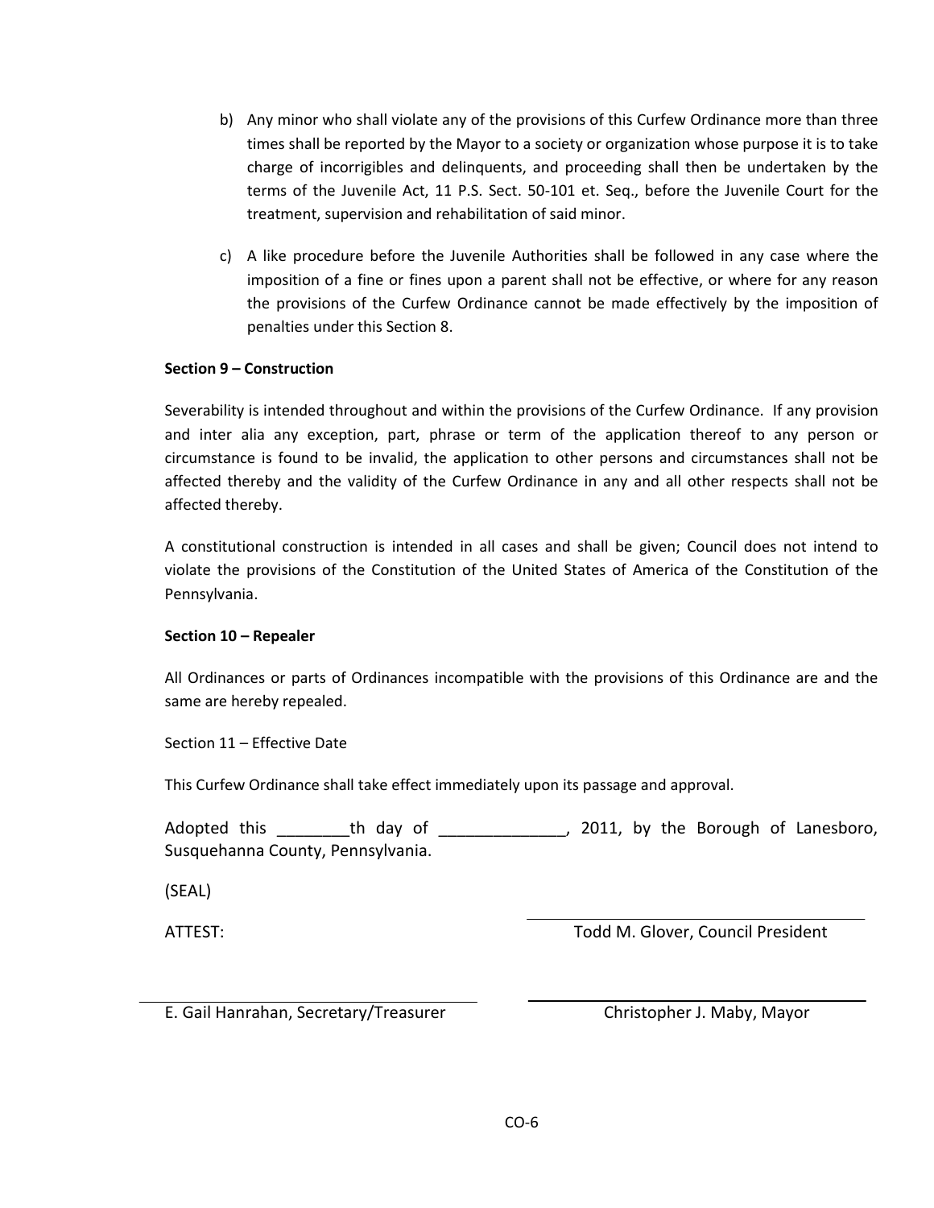b) Any minor who shall violate any of the provisions of this Curfew Ordinance more than three times shall be reported by the Mayor to a society or organization whose purpose it is to take charge of incorrigibles and delinquents, and proceeding shall then be undertaken by the terms of the Juvenile Act, 11 P.S. Sect. 50-101 et. Seq., before the Juvenile Court for the treatment, supervision and rehabilitation of said minor.

c) A like procedure before the Juvenile Authorities shall be followed in any case where the imposition of a fine or fines upon a parent shall not be effective, or where for any reason the provisions of the Curfew Ordinance cannot be made effectively by the imposition of penalties under this Section 8.

**Section 9 – Construction**

Severability is intended throughout and within the provisions of the Curfew Ordinance. If any provision and inter alia any exception, part, phrase or term of the application thereof to any person or circumstance is found to be invalid, the application to other persons and circumstances shall not be affected thereby and the validity of the Curfew Ordinance in any and all other respects shall not be affected thereby.

A constitutional construction is intended in all cases and shall be given; Council does not intend to violate the provisions of the Constitution of the United States of America of the Constitution of the Pennsylvania.

**Section 10 – Repealer**

All Ordinances or parts of Ordinances incompatible with the provisions of this Ordinance are and the same are hereby repealed.

Section 11 – Effective Date

This Curfew Ordinance shall take effect immediately upon its passage and approval.

Adopted this ________th day of ______________, 2011, by the Borough of Lanesboro, Susquehanna County, Pennsylvania.

(SEAL)

ATTEST: ______________________________
Todd M. Glover, Council President

______________________________
E. Gail Hanrahan, Secretary/Treasurer

______________________________
Christopher J. Maby, Mayor